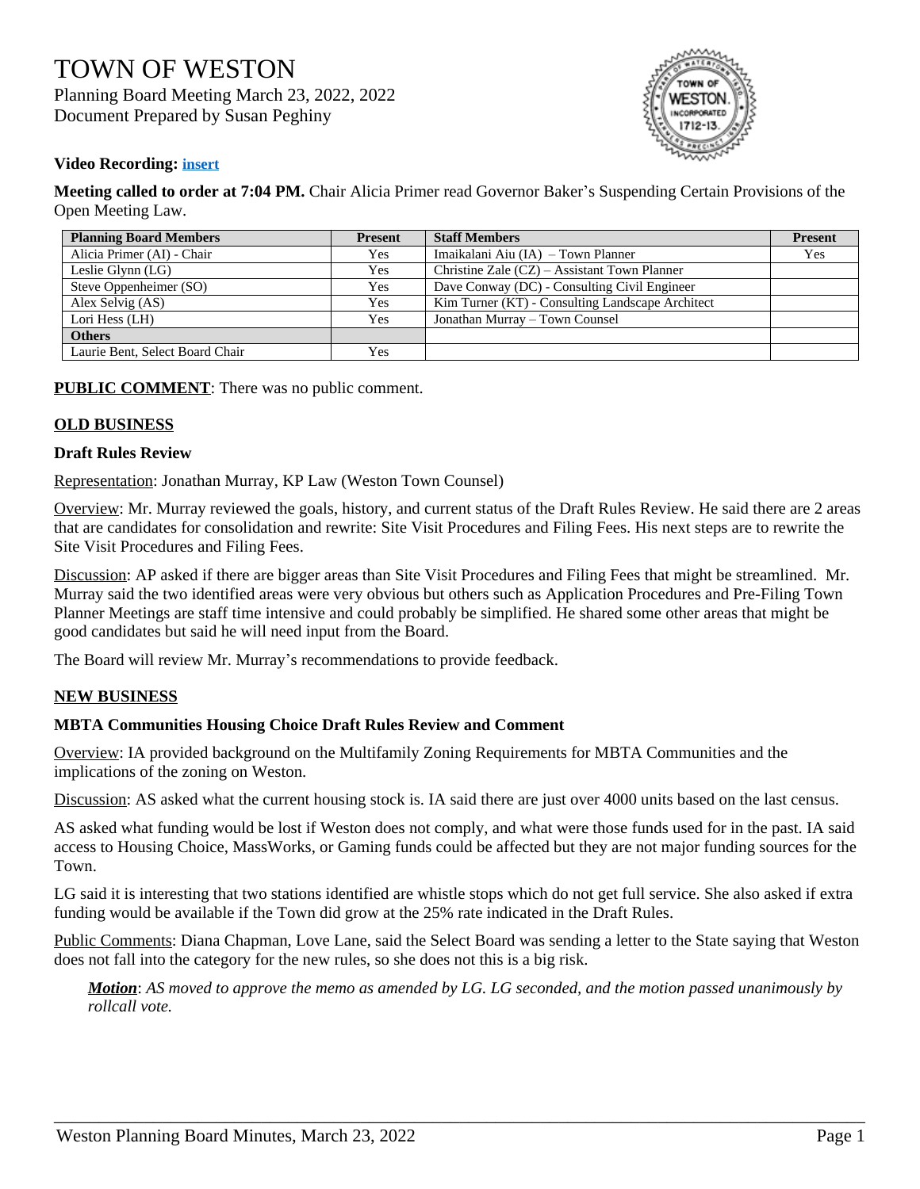# TOWN OF WESTON

Planning Board Meeting March 23, 2022, 2022
Document Prepared by Susan Peghiny

**Video Recording: insert**

**Meeting called to order at 7:04 PM.** Chair Alicia Primer read Governor Baker's Suspending Certain Provisions of the Open Meeting Law.

| Planning Board Members | Present | Staff Members | Present |
|---|---|---|---|
| Alicia Primer (AI) - Chair | Yes | Imaikalani Aiu (IA) – Town Planner | Yes |
| Leslie Glynn (LG) | Yes | Christine Zale (CZ) – Assistant Town Planner | |
| Steve Oppenheimer (SO) | Yes | Dave Conway (DC) - Consulting Civil Engineer | |
| Alex Selvig (AS) | Yes | Kim Turner (KT) - Consulting Landscape Architect | |
| Lori Hess (LH) | Yes | Jonathan Murray – Town Counsel | |
| **Others** | | | |
| Laurie Bent, Select Board Chair | Yes | | |

**PUBLIC COMMENT**: There was no public comment.

**OLD BUSINESS**

**Draft Rules Review**

Representation: Jonathan Murray, KP Law (Weston Town Counsel)

Overview: Mr. Murray reviewed the goals, history, and current status of the Draft Rules Review. He said there are 2 areas that are candidates for consolidation and rewrite: Site Visit Procedures and Filing Fees. His next steps are to rewrite the Site Visit Procedures and Filing Fees.

Discussion: AP asked if there are bigger areas than Site Visit Procedures and Filing Fees that might be streamlined. Mr. Murray said the two identified areas were very obvious but others such as Application Procedures and Pre-Filing Town Planner Meetings are staff time intensive and could probably be simplified. He shared some other areas that might be good candidates but said he will need input from the Board.

The Board will review Mr. Murray's recommendations to provide feedback.

**NEW BUSINESS**

**MBTA Communities Housing Choice Draft Rules Review and Comment**

Overview: IA provided background on the Multifamily Zoning Requirements for MBTA Communities and the implications of the zoning on Weston.

Discussion: AS asked what the current housing stock is. IA said there are just over 4000 units based on the last census.

AS asked what funding would be lost if Weston does not comply, and what were those funds used for in the past. IA said access to Housing Choice, MassWorks, or Gaming funds could be affected but they are not major funding sources for the Town.

LG said it is interesting that two stations identified are whistle stops which do not get full service. She also asked if extra funding would be available if the Town did grow at the 25% rate indicated in the Draft Rules.

Public Comments: Diana Chapman, Love Lane, said the Select Board was sending a letter to the State saying that Weston does not fall into the category for the new rules, so she does not this is a big risk.

> ***Motion***: *AS moved to approve the memo as amended by LG. LG seconded, and the motion passed unanimously by rollcall vote.*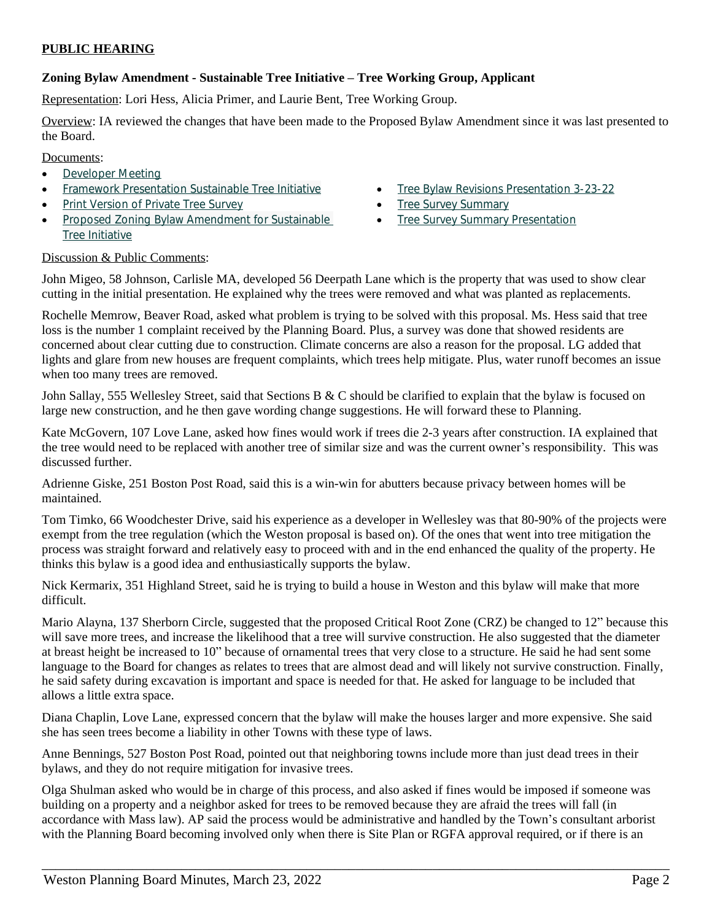**PUBLIC HEARING**

**Zoning Bylaw Amendment - Sustainable Tree Initiative – Tree Working Group, Applicant**

Representation: Lori Hess, Alicia Primer, and Laurie Bent, Tree Working Group.

Overview: IA reviewed the changes that have been made to the Proposed Bylaw Amendment since it was last presented to the Board.

Documents:

- Developer Meeting
- Framework Presentation Sustainable Tree Initiative
- Print Version of Private Tree Survey
- Proposed Zoning Bylaw Amendment for Sustainable Tree Initiative
- Tree Bylaw Revisions Presentation 3-23-22
- Tree Survey Summary
- Tree Survey Summary Presentation

Discussion & Public Comments:

John Migeo, 58 Johnson, Carlisle MA, developed 56 Deerpath Lane which is the property that was used to show clear cutting in the initial presentation. He explained why the trees were removed and what was planted as replacements.

Rochelle Memrow, Beaver Road, asked what problem is trying to be solved with this proposal. Ms. Hess said that tree loss is the number 1 complaint received by the Planning Board. Plus, a survey was done that showed residents are concerned about clear cutting due to construction. Climate concerns are also a reason for the proposal. LG added that lights and glare from new houses are frequent complaints, which trees help mitigate. Plus, water runoff becomes an issue when too many trees are removed.

John Sallay, 555 Wellesley Street, said that Sections B & C should be clarified to explain that the bylaw is focused on large new construction, and he then gave wording change suggestions. He will forward these to Planning.

Kate McGovern, 107 Love Lane, asked how fines would work if trees die 2-3 years after construction. IA explained that the tree would need to be replaced with another tree of similar size and was the current owner's responsibility. This was discussed further.

Adrienne Giske, 251 Boston Post Road, said this is a win-win for abutters because privacy between homes will be maintained.

Tom Timko, 66 Woodchester Drive, said his experience as a developer in Wellesley was that 80-90% of the projects were exempt from the tree regulation (which the Weston proposal is based on). Of the ones that went into tree mitigation the process was straight forward and relatively easy to proceed with and in the end enhanced the quality of the property. He thinks this bylaw is a good idea and enthusiastically supports the bylaw.

Nick Kermarix, 351 Highland Street, said he is trying to build a house in Weston and this bylaw will make that more difficult.

Mario Alayna, 137 Sherborn Circle, suggested that the proposed Critical Root Zone (CRZ) be changed to 12" because this will save more trees, and increase the likelihood that a tree will survive construction. He also suggested that the diameter at breast height be increased to 10" because of ornamental trees that very close to a structure. He said he had sent some language to the Board for changes as relates to trees that are almost dead and will likely not survive construction. Finally, he said safety during excavation is important and space is needed for that. He asked for language to be included that allows a little extra space.

Diana Chaplin, Love Lane, expressed concern that the bylaw will make the houses larger and more expensive. She said she has seen trees become a liability in other Towns with these type of laws.

Anne Bennings, 527 Boston Post Road, pointed out that neighboring towns include more than just dead trees in their bylaws, and they do not require mitigation for invasive trees.

Olga Shulman asked who would be in charge of this process, and also asked if fines would be imposed if someone was building on a property and a neighbor asked for trees to be removed because they are afraid the trees will fall (in accordance with Mass law). AP said the process would be administrative and handled by the Town's consultant arborist with the Planning Board becoming involved only when there is Site Plan or RGFA approval required, or if there is an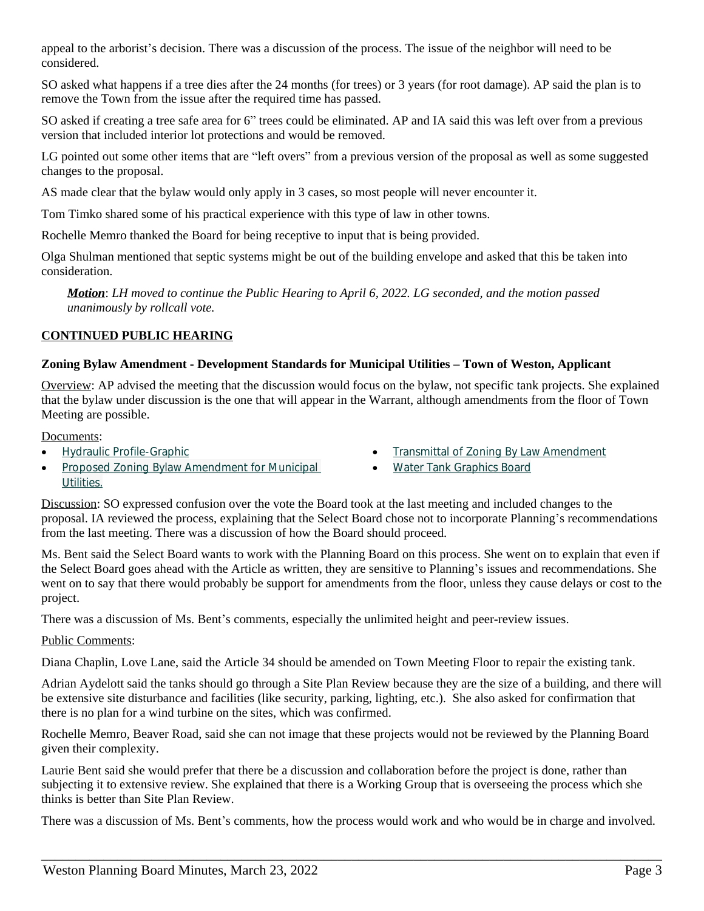appeal to the arborist's decision. There was a discussion of the process. The issue of the neighbor will need to be considered.

SO asked what happens if a tree dies after the 24 months (for trees) or 3 years (for root damage). AP said the plan is to remove the Town from the issue after the required time has passed.

SO asked if creating a tree safe area for 6" trees could be eliminated. AP and IA said this was left over from a previous version that included interior lot protections and would be removed.

LG pointed out some other items that are "left overs" from a previous version of the proposal as well as some suggested changes to the proposal.

AS made clear that the bylaw would only apply in 3 cases, so most people will never encounter it.

Tom Timko shared some of his practical experience with this type of law in other towns.

Rochelle Memro thanked the Board for being receptive to input that is being provided.

Olga Shulman mentioned that septic systems might be out of the building envelope and asked that this be taken into consideration.

> ***Motion***: *LH moved to continue the Public Hearing to April 6, 2022. LG seconded, and the motion passed unanimously by rollcall vote.*

**CONTINUED PUBLIC HEARING**

**Zoning Bylaw Amendment - Development Standards for Municipal Utilities – Town of Weston, Applicant**

Overview: AP advised the meeting that the discussion would focus on the bylaw, not specific tank projects. She explained that the bylaw under discussion is the one that will appear in the Warrant, although amendments from the floor of Town Meeting are possible.

Documents:

- Hydraulic Profile-Graphic
- Proposed Zoning Bylaw Amendment for Municipal Utilities.
- Transmittal of Zoning By Law Amendment
- Water Tank Graphics Board

Discussion: SO expressed confusion over the vote the Board took at the last meeting and included changes to the proposal. IA reviewed the process, explaining that the Select Board chose not to incorporate Planning's recommendations from the last meeting. There was a discussion of how the Board should proceed.

Ms. Bent said the Select Board wants to work with the Planning Board on this process. She went on to explain that even if the Select Board goes ahead with the Article as written, they are sensitive to Planning's issues and recommendations. She went on to say that there would probably be support for amendments from the floor, unless they cause delays or cost to the project.

There was a discussion of Ms. Bent's comments, especially the unlimited height and peer-review issues.

Public Comments:

Diana Chaplin, Love Lane, said the Article 34 should be amended on Town Meeting Floor to repair the existing tank.

Adrian Aydelott said the tanks should go through a Site Plan Review because they are the size of a building, and there will be extensive site disturbance and facilities (like security, parking, lighting, etc.). She also asked for confirmation that there is no plan for a wind turbine on the sites, which was confirmed.

Rochelle Memro, Beaver Road, said she can not image that these projects would not be reviewed by the Planning Board given their complexity.

Laurie Bent said she would prefer that there be a discussion and collaboration before the project is done, rather than subjecting it to extensive review. She explained that there is a Working Group that is overseeing the process which she thinks is better than Site Plan Review.

There was a discussion of Ms. Bent's comments, how the process would work and who would be in charge and involved.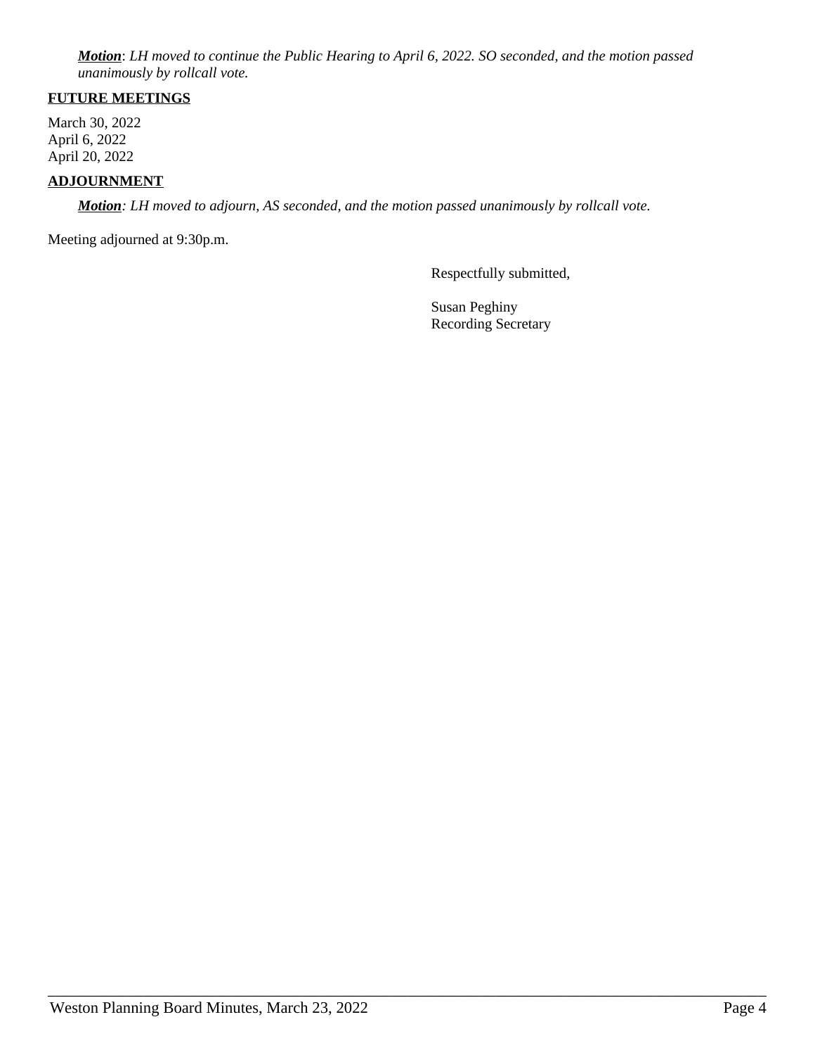***Motion***: *LH moved to continue the Public Hearing to April 6, 2022. SO seconded, and the motion passed unanimously by rollcall vote.*

**FUTURE MEETINGS**

March 30, 2022
April 6, 2022
April 20, 2022

**ADJOURNMENT**

***Motion****: LH moved to adjourn, AS seconded, and the motion passed unanimously by rollcall vote.*

Meeting adjourned at 9:30p.m.

Respectfully submitted,

Susan Peghiny
Recording Secretary